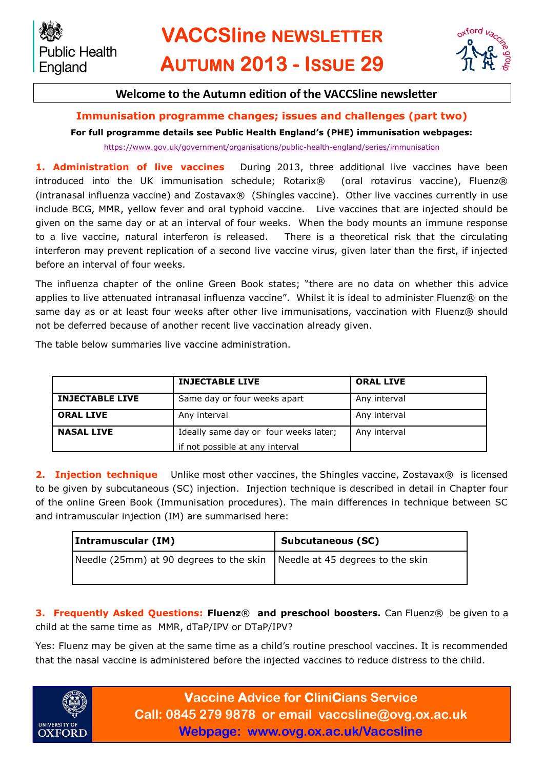Public Health England

# VACCSline NEWSLETTER AUTUMN 2013 - ISSUE 29

oxford vaccine group

**Welcome to the Autumn edition of the VACCSline newsletter**

## Immunisation programme changes; issues and challenges (part two)

**For full programme details see Public Health England's (PHE) immunisation webpages:**

https://www.gov.uk/government/organisations/public-health-england/series/immunisation

**1. Administration of live vaccines** During 2013, three additional live vaccines have been introduced into the UK immunisation schedule; Rotarix® (oral rotavirus vaccine), Fluenz® (intranasal influenza vaccine) and Zostavax® (Shingles vaccine). Other live vaccines currently in use include BCG, MMR, yellow fever and oral typhoid vaccine. Live vaccines that are injected should be given on the same day or at an interval of four weeks. When the body mounts an immune response to a live vaccine, natural interferon is released. There is a theoretical risk that the circulating interferon may prevent replication of a second live vaccine virus, given later than the first, if injected before an interval of four weeks.

The influenza chapter of the online Green Book states; "there are no data on whether this advice applies to live attenuated intranasal influenza vaccine". Whilst it is ideal to administer Fluenz® on the same day as or at least four weeks after other live immunisations, vaccination with Fluenz® should not be deferred because of another recent live vaccination already given.

The table below summaries live vaccine administration.

| | **INJECTABLE LIVE** | **ORAL LIVE** |
|---|---|---|
| **INJECTABLE LIVE** | Same day or four weeks apart | Any interval |
| **ORAL LIVE** | Any interval | Any interval |
| **NASAL LIVE** | Ideally same day or four weeks later; if not possible at any interval | Any interval |

**2. Injection technique** Unlike most other vaccines, the Shingles vaccine, Zostavax® is licensed to be given by subcutaneous (SC) injection. Injection technique is described in detail in Chapter four of the online Green Book (Immunisation procedures). The main differences in technique between SC and intramuscular injection (IM) are summarised here:

| **Intramuscular (IM)** | **Subcutaneous (SC)** |
|---|---|
| Needle (25mm) at 90 degrees to the skin | Needle at 45 degrees to the skin |

**3. Frequently Asked Questions: Fluenz® and preschool boosters.** Can Fluenz® be given to a child at the same time as MMR, dTaP/IPV or DTaP/IPV?

Yes: Fluenz may be given at the same time as a child's routine preschool vaccines. It is recommended that the nasal vaccine is administered before the injected vaccines to reduce distress to the child.

UNIVERSITY OF OXFORD

**Vaccine Advice for CliniCians Service**
**Call: 0845 279 9878 or email vaccsline@ovg.ox.ac.uk**
**Webpage: www.ovg.ox.ac.uk/Vaccsline**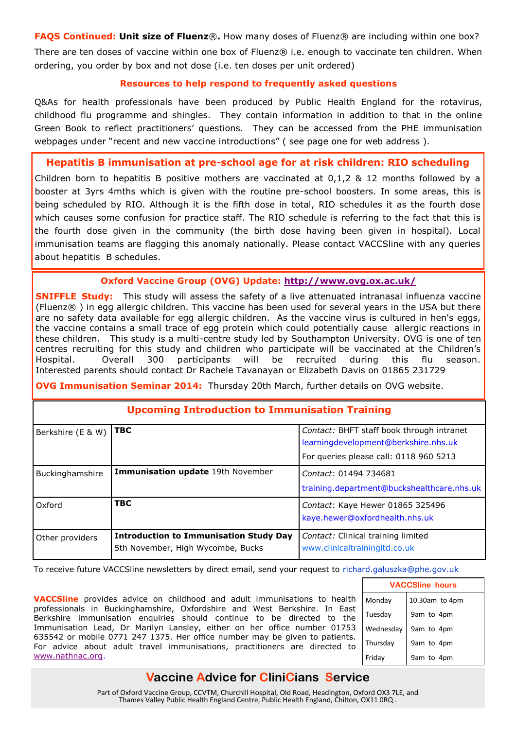**FAQS Continued: Unit size of Fluenz®.** How many doses of Fluenz® are including within one box?

There are ten doses of vaccine within one box of Fluenz® i.e. enough to vaccinate ten children. When ordering, you order by box and not dose (i.e. ten doses per unit ordered)

### Resources to help respond to frequently asked questions

Q&As for health professionals have been produced by Public Health England for the rotavirus, childhood flu programme and shingles. They contain information in addition to that in the online Green Book to reflect practitioners' questions. They can be accessed from the PHE immunisation webpages under "recent and new vaccine introductions" ( see page one for web address ).

## Hepatitis B immunisation at pre-school age for at risk children: RIO scheduling

Children born to hepatitis B positive mothers are vaccinated at 0,1,2 & 12 months followed by a booster at 3yrs 4mths which is given with the routine pre-school boosters. In some areas, this is being scheduled by RIO. Although it is the fifth dose in total, RIO schedules it as the fourth dose which causes some confusion for practice staff. The RIO schedule is referring to the fact that this is the fourth dose given in the community (the birth dose having been given in hospital). Local immunisation teams are flagging this anomaly nationally. Please contact VACCSline with any queries about hepatitis B schedules.

### Oxford Vaccine Group (OVG) Update: http://www.ovg.ox.ac.uk/

**SNIFFLE Study:** This study will assess the safety of a live attenuated intranasal influenza vaccine (Fluenz® ) in egg allergic children. This vaccine has been used for several years in the USA but there are no safety data available for egg allergic children. As the vaccine virus is cultured in hen's eggs, the vaccine contains a small trace of egg protein which could potentially cause allergic reactions in these children. This study is a multi-centre study led by Southampton University. OVG is one of ten centres recruiting for this study and children who participate will be vaccinated at the Children's Hospital. Overall 300 participants will be recruited during this flu season. Interested parents should contact Dr Rachele Tavanayan or Elizabeth Davis on 01865 231729

**OVG Immunisation Seminar 2014:** Thursday 20th March, further details on OVG website.

## Upcoming Introduction to Immunisation Training

| | | |
|---|---|---|
| Berkshire (E & W) | **TBC** | *Contact:* BHFT staff book through intranet learningdevelopment@berkshire.nhs.uk For queries please call: 0118 960 5213 |
| Buckinghamshire | **Immunisation update** 19th November | *Contact*: 01494 734681 training.department@buckshealthcare.nhs.uk |
| Oxford | **TBC** | *Contact*: Kaye Hewer 01865 325496 kaye.hewer@oxfordhealth.nhs.uk |
| Other providers | **Introduction to Immunisation Study Day** 5th November, High Wycombe, Bucks | *Contact:* Clinical training limited www.clinicaltrainingltd.co.uk |

To receive future VACCSline newsletters by direct email, send your request to richard.galuszka@phe.gov.uk

**VACCSline** provides advice on childhood and adult immunisations to health professionals in Buckinghamshire, Oxfordshire and West Berkshire. In East Berkshire immunisation enquiries should continue to be directed to the Immunisation Lead, Dr Marilyn Lansley, either on her office number 01753 635542 or mobile 0771 247 1375. Her office number may be given to patients. For advice about adult travel immunisations, practitioners are directed to www.nathnac.org.

| VACCSline hours | |
|---|---|
| Monday | 10.30am to 4pm |
| Tuesday | 9am to 4pm |
| Wednesday | 9am to 4pm |
| Thursday | 9am to 4pm |
| Friday | 9am to 4pm |

## Vaccine Advice for CliniCians Service

Part of Oxford Vaccine Group, CCVTM, Churchill Hospital, Old Road, Headington, Oxford OX3 7LE, and Thames Valley Public Health England Centre, Public Health England, Chilton, OX11 0RQ .